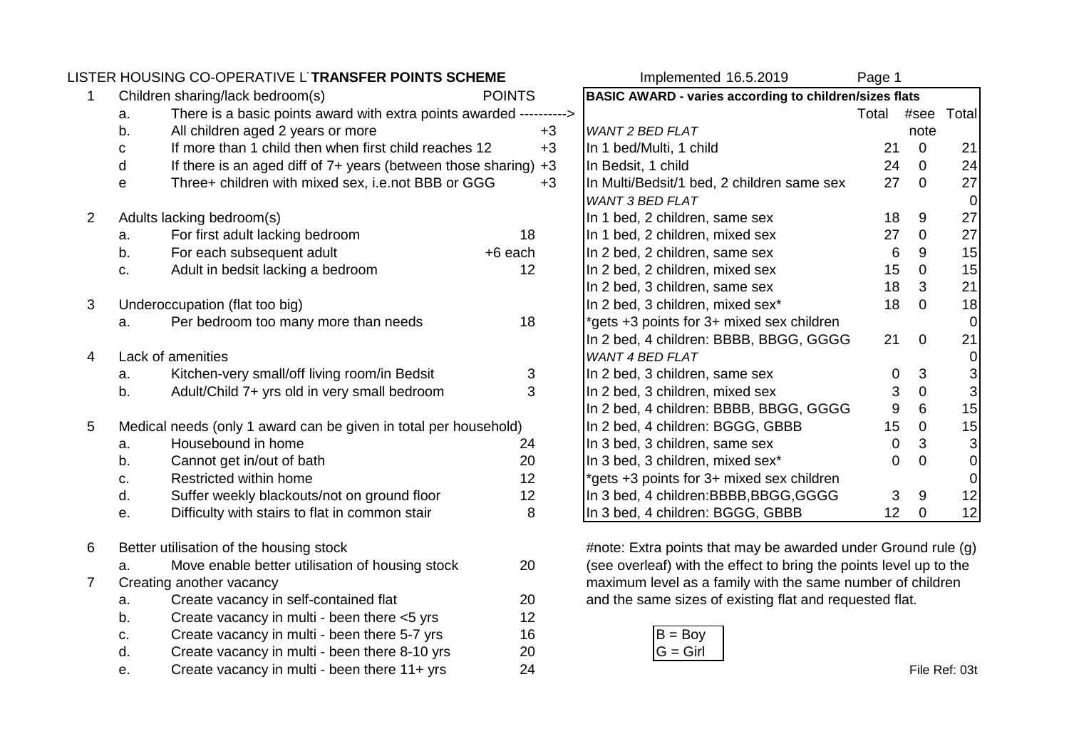# LISTER HOUSING CO-OPERATIVE L`TRANSFER POINTS SCHEME

Implemented 16.5.2019

| | | | POINTS |
|---|---|---|---|
| 1 | Children sharing/lack bedroom(s) | | |
| | a. | There is a basic points award with extra points awarded ----------> | |
| | b. | All children aged 2 years or more | +3 |
| | c | If more than 1 child then when first child reaches 12 | +3 |
| | d | If there is an aged diff of 7+ years (between those sharing) | +3 |
| | e | Three+ children with mixed sex, i.e.not BBB or GGG | +3 |
| 2 | Adults lacking bedroom(s) | | |
| | a. | For first adult lacking bedroom | 18 |
| | b. | For each subsequent adult | +6 each |
| | c. | Adult in bedsit lacking a bedroom | 12 |
| 3 | Underoccupation (flat too big) | | |
| | a. | Per bedroom too many more than needs | 18 |
| 4 | Lack of amenities | | |
| | a. | Kitchen-very small/off living room/in Bedsit | 3 |
| | b. | Adult/Child 7+ yrs old in very small bedroom | 3 |
| 5 | Medical needs (only 1 award can be given in total per household) | | |
| | a. | Housebound in home | 24 |
| | b. | Cannot get in/out of bath | 20 |
| | c. | Restricted within home | 12 |
| | d. | Suffer weekly blackouts/not on ground floor | 12 |
| | e. | Difficulty with stairs to flat in common stair | 8 |
| 6 | Better utilisation of the housing stock | | |
| | a. | Move enable better utilisation of housing stock | 20 |
| 7 | Creating another vacancy | | |
| | a. | Create vacancy in self-contained flat | 20 |
| | b. | Create vacancy in multi - been there <5 yrs | 12 |
| | c. | Create vacancy in multi - been there 5-7 yrs | 16 |
| | d. | Create vacancy in multi - been there 8-10 yrs | 20 |
| | e. | Create vacancy in multi - been there 11+ yrs | 24 |

| **BASIC AWARD - varies according to children/sizes flats** | Total | #see note | Total |
|---|---|---|---|
| *WANT 2 BED FLAT* | | | |
| In 1 bed/Multi, 1 child | 21 | 0 | 21 |
| In Bedsit, 1 child | 24 | 0 | 24 |
| In Multi/Bedsit/1 bed, 2 children same sex | 27 | 0 | 27 |
| *WANT 3 BED FLAT* | | | 0 |
| In 1 bed, 2 children, same sex | 18 | 9 | 27 |
| In 1 bed, 2 children, mixed sex | 27 | 0 | 27 |
| In 2 bed, 2 children, same sex | 6 | 9 | 15 |
| In 2 bed, 2 children, mixed sex | 15 | 0 | 15 |
| In 2 bed, 3 children, same sex | 18 | 3 | 21 |
| In 2 bed, 3 children, mixed sex* | 18 | 0 | 18 |
| *gets +3 points for 3+ mixed sex children | | | 0 |
| In 2 bed, 4 children: BBBB, BBGG, GGGG | 21 | 0 | 21 |
| *WANT 4 BED FLAT* | | | 0 |
| In 2 bed, 3 children, same sex | 0 | 3 | 3 |
| In 2 bed, 3 children, mixed sex | 3 | 0 | 3 |
| In 2 bed, 4 children: BBBB, BBGG, GGGG | 9 | 6 | 15 |
| In 2 bed, 4 children: BGGG, GBBB | 15 | 0 | 15 |
| In 3 bed, 3 children, same sex | 0 | 3 | 3 |
| In 3 bed, 3 children, mixed sex* | 0 | 0 | 0 |
| *gets +3 points for 3+ mixed sex children | | | 0 |
| In 3 bed, 4 children:BBBB,BBGG,GGGG | 3 | 9 | 12 |
| In 3 bed, 4 children: BGGG, GBBB | 12 | 0 | 12 |

#note: Extra points that may be awarded under Ground rule (g) (see overleaf) with the effect to bring the points level up to the maximum level as a family with the same number of children and the same sizes of existing flat and requested flat.

B = Boy
G = Girl

File Ref: 03t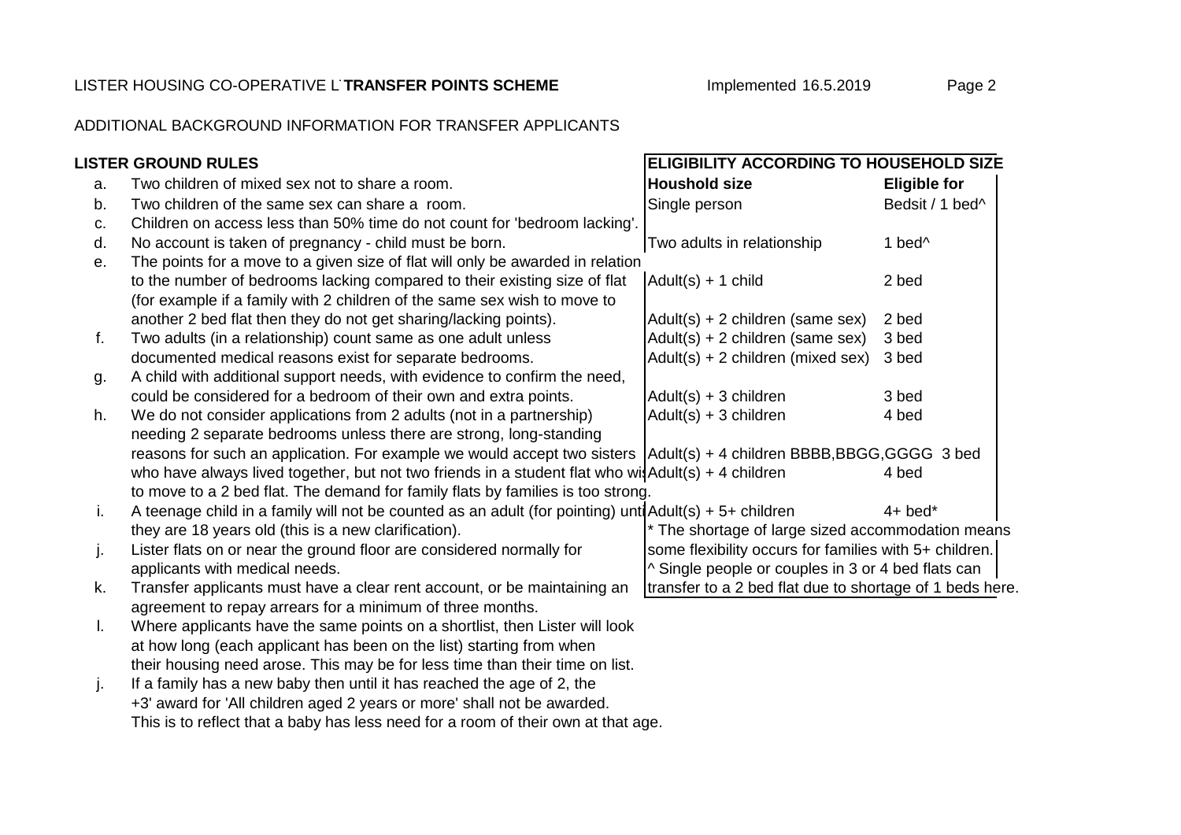LISTER HOUSING CO-OPERATIVE L **TRANSFER POINTS SCHEME** Implemented 16.5.2019

ADDITIONAL BACKGROUND INFORMATION FOR TRANSFER APPLICANTS

**LISTER GROUND RULES**

a. Two children of mixed sex not to share a room.
b. Two children of the same sex can share a room.
c. Children on access less than 50% time do not count for 'bedroom lacking'.
d. No account is taken of pregnancy - child must be born.
e. The points for a move to a given size of flat will only be awarded in relation to the number of bedrooms lacking compared to their existing size of flat (for example if a family with 2 children of the same sex wish to move to another 2 bed flat then they do not get sharing/lacking points).
f. Two adults (in a relationship) count same as one adult unless documented medical reasons exist for separate bedrooms.
g. A child with additional support needs, with evidence to confirm the need, could be considered for a bedroom of their own and extra points.
h. We do not consider applications from 2 adults (not in a partnership) needing 2 separate bedrooms unless there are strong, long-standing reasons for such an application. For example we would accept two sisters who have always lived together, but not two friends in a student flat who wish to move to a 2 bed flat. The demand for family flats by families is too strong.
i. A teenage child in a family will not be counted as an adult (for pointing) until they are 18 years old (this is a new clarification).
j. Lister flats on or near the ground floor are considered normally for applicants with medical needs.
k. Transfer applicants must have a clear rent account, or be maintaining an agreement to repay arrears for a minimum of three months.
l. Where applicants have the same points on a shortlist, then Lister will look at how long (each applicant has been on the list) starting from when their housing need arose. This may be for less time than their time on list.
j. If a family has a new baby then until it has reached the age of 2, the +3' award for 'All children aged 2 years or more' shall not be awarded. This is to reflect that a baby has less need for a room of their own at that age.

**ELIGIBILITY ACCORDING TO HOUSEHOLD SIZE**

| **Houshold size** | **Eligible for** |
|---|---|
| Single person | Bedsit / 1 bed^ |
| Two adults in relationship | 1 bed^ |
| Adult(s) + 1 child | 2 bed |
| Adult(s) + 2 children (same sex) | 2 bed |
| Adult(s) + 2 children (same sex) | 3 bed |
| Adult(s) + 2 children (mixed sex) | 3 bed |
| Adult(s) + 3 children | 3 bed |
| Adult(s) + 3 children | 4 bed |
| Adult(s) + 4 children BBBB,BBGG,GGGG | 3 bed |
| Adult(s) + 4 children | 4 bed |
| Adult(s) + 5+ children | 4+ bed* |

* The shortage of large sized accommodation means some flexibility occurs for families with 5+ children.

^ Single people or couples in 3 or 4 bed flats can transfer to a 2 bed flat due to shortage of 1 beds here.